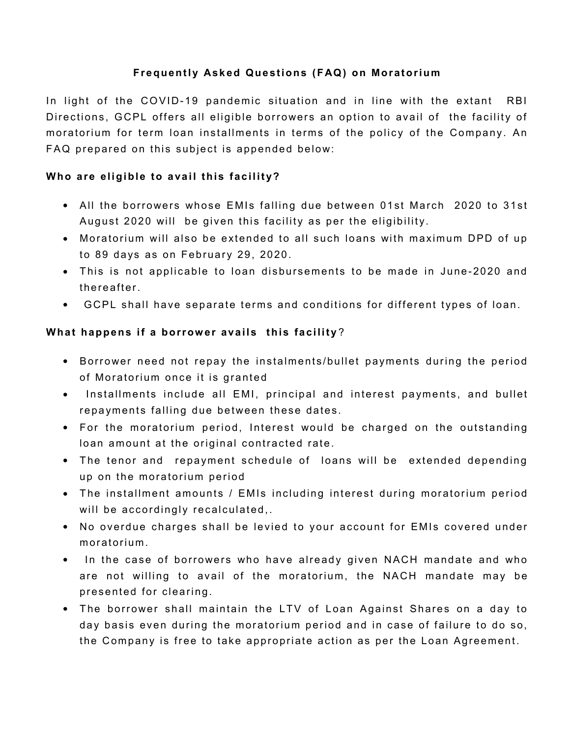# Frequently Asked Questions (FAQ) on Moratorium

In light of the COVID-19 pandemic situation and in line with the extant RBI Directions, GCPL offers all eligible borrowers an option to avail of the facility of moratorium for term loan installments in terms of the policy of the Company. An FAQ prepared on this subject is appended below:

**Who are eligible to avail this facility?**

- All the borrowers whose EMIs falling due between 01st March 2020 to 31st August 2020 will be given this facility as per the eligibility.
- Moratorium will also be extended to all such loans with maximum DPD of up to 89 days as on February 29, 2020.
- This is not applicable to loan disbursements to be made in June-2020 and thereafter.
- GCPL shall have separate terms and conditions for different types of loan.

**What happens if a borrower avails this facility?**

- Borrower need not repay the instalments/bullet payments during the period of Moratorium once it is granted
- Installments include all EMI, principal and interest payments, and bullet repayments falling due between these dates.
- For the moratorium period, Interest would be charged on the outstanding loan amount at the original contracted rate.
- The tenor and repayment schedule of loans will be extended depending up on the moratorium period
- The installment amounts / EMIs including interest during moratorium period will be accordingly recalculated,.
- No overdue charges shall be levied to your account for EMIs covered under moratorium.
- In the case of borrowers who have already given NACH mandate and who are not willing to avail of the moratorium, the NACH mandate may be presented for clearing.
- The borrower shall maintain the LTV of Loan Against Shares on a day to day basis even during the moratorium period and in case of failure to do so, the Company is free to take appropriate action as per the Loan Agreement.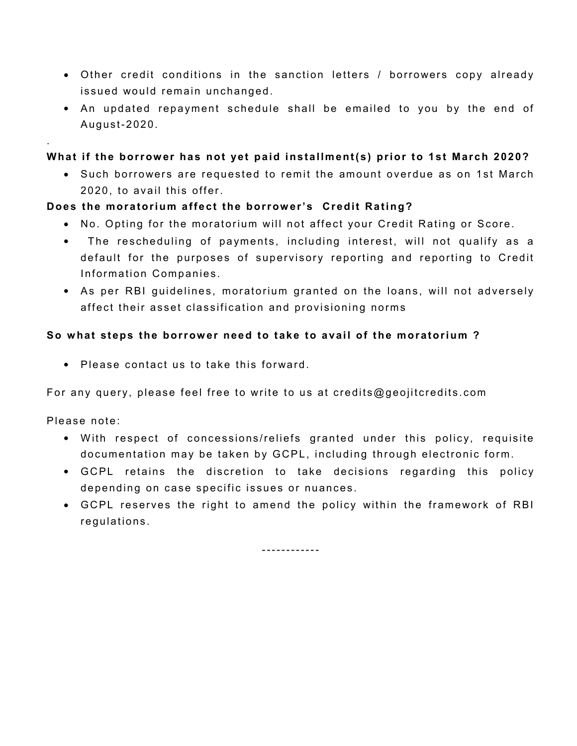- Other credit conditions in the sanction letters / borrowers copy already issued would remain unchanged.
- An updated repayment schedule shall be emailed to you by the end of August-2020.

.

**What if the borrower has not yet paid installment(s) prior to 1st March 2020?**

- Such borrowers are requested to remit the amount overdue as on 1st March 2020, to avail this offer.

**Does the moratorium affect the borrower's Credit Rating?**

- No. Opting for the moratorium will not affect your Credit Rating or Score.
- The rescheduling of payments, including interest, will not qualify as a default for the purposes of supervisory reporting and reporting to Credit Information Companies.
- As per RBI guidelines, moratorium granted on the loans, will not adversely affect their asset classification and provisioning norms

**So what steps the borrower need to take to avail of the moratorium ?**

- Please contact us to take this forward.

For any query, please feel free to write to us at credits@geojitcredits.com

Please note:

- With respect of concessions/reliefs granted under this policy, requisite documentation may be taken by GCPL, including through electronic form.
- GCPL retains the discretion to take decisions regarding this policy depending on case specific issues or nuances.
- GCPL reserves the right to amend the policy within the framework of RBI regulations.

------------